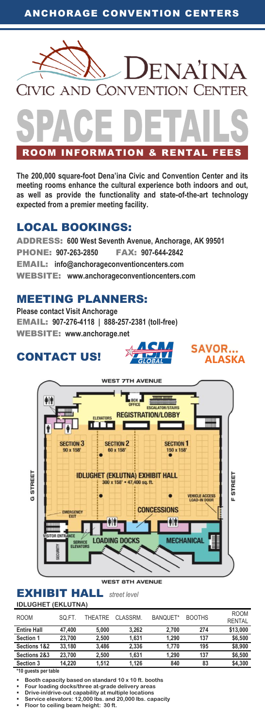# ANCHORAGE CONVENTION CENTERS

# Dena'ina Civic and Convention Center

# SPACE DETAILS

## ROOM INFORMATION & RENTAL FEES

**The 200,000 square-foot Dena'ina Civic and Convention Center and its meeting rooms enhance the cultural experience both indoors and out, as well as provide the functionality and state-of-the-art technology expected from a premier meeting facility.**

## LOCAL BOOKINGS:

**ADDRESS:** 600 West Seventh Avenue, Anchorage, AK 99501
**PHONE:** 907-263-2850 **FAX:** 907-644-2842
**EMAIL:** info@anchorageconventioncenters.com
**WEBSITE:** www.anchorageconventioncenters.com

## MEETING PLANNERS:

**Please contact Visit Anchorage**
**EMAIL:** 907-276-4118 | 888-257-2381 (toll-free)
**WEBSITE:** www.anchorage.net

## CONTACT US!

ASM GLOBAL SAVOR... ALASKA

WEST 7TH AVENUE

BOX OFFICE | ESCALATOR/STAIRS | ELEVATORS | REGISTRATION/LOBBY

SECTION 3 90 x 158' | SECTION 2 60 x 158' | SECTION 1 150 x 158'

IDLUGHET (EKLUTNA) EXHIBIT HALL 300 x 158' • 47,400 sq. ft.

G STREET | F STREET | EMERGENCY EXIT | VEHICLE ACCESS LOAD-IN DOOR | CONCESSIONS | VISITOR ENTRANCE | SERVICE ELEVATORS | SECURITY | LOADING DOCKS | MECHANICAL

WEST 8TH AVENUE

## EXHIBIT HALL *street level*

**IDLUGHET (EKLUTNA)**

| ROOM | SQ.FT. | THEATRE | CLASSRM. | BANQUET* | BOOTHS | ROOM RENTAL |
|---|---|---|---|---|---|---|
| **Entire Hall** | 47,400 | 5,000 | 3,262 | 2,700 | 274 | $13,000 |
| **Section 1** | 23,700 | 2,500 | 1,631 | 1,290 | 137 | $6,500 |
| **Sections 1&2** | 33,180 | 3,486 | 2,336 | 1,770 | 195 | $8,900 |
| **Sections 2&3** | 23,700 | 2,500 | 1,631 | 1,290 | 137 | $6,500 |
| **Section 3** | 14,220 | 1,512 | 1,126 | 840 | 83 | $4,300 |

*10 guests per table

- Booth capacity based on standard 10 x 10 ft. booths
- Four loading docks/three at-grade delivery areas
- Drive-in/drive-out capability at multiple locations
- Service elevators: 12,000 lbs. and 20,000 lbs. capacity
- Floor to ceiling beam height: 30 ft.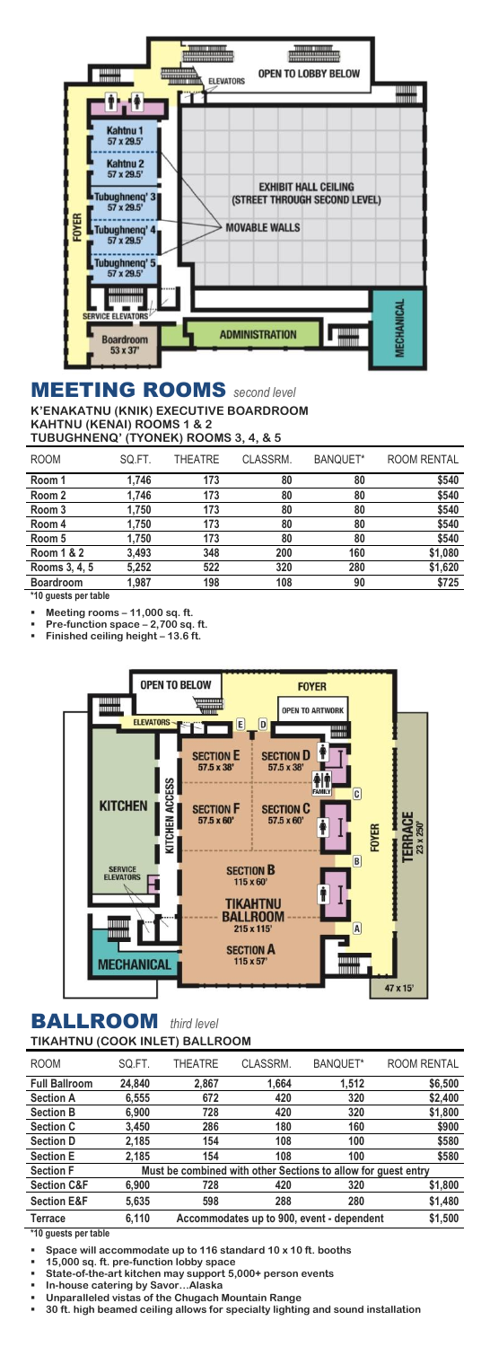OPEN TO LOBBY BELOW
ELEVATORS
Kahtnu 1
57 x 29.5'
Kahtnu 2
57 x 29.5'
Tubughnenq' 3
57 x 29.5'
Tubughnenq' 4
57 x 29.5'
Tubughnenq' 5
57 x 29.5'
FOYER
EXHIBIT HALL CEILING
(STREET THROUGH SECOND LEVEL)
MOVABLE WALLS
SERVICE ELEVATORS
Boardroom
53 x 37'
ADMINISTRATION
MECHANICAL

## MEETING ROOMS *second level*

**K'ENAKATNU (KNIK) EXECUTIVE BOARDROOM**
**KAHTNU (KENAI) ROOMS 1 & 2**
**TUBUGHNENQ' (TYONEK) ROOMS 3, 4, & 5**

| ROOM | SQ.FT. | THEATRE | CLASSRM. | BANQUET* | ROOM RENTAL |
|---|---|---|---|---|---|
| **Room 1** | **1,746** | **173** | **80** | **80** | **$540** |
| **Room 2** | **1,746** | **173** | **80** | **80** | **$540** |
| **Room 3** | **1,750** | **173** | **80** | **80** | **$540** |
| **Room 4** | **1,750** | **173** | **80** | **80** | **$540** |
| **Room 5** | **1,750** | **173** | **80** | **80** | **$540** |
| **Room 1 & 2** | **3,493** | **348** | **200** | **160** | **$1,080** |
| **Rooms 3, 4, 5** | **5,252** | **522** | **320** | **280** | **$1,620** |
| **Boardroom** | **1,987** | **198** | **108** | **90** | **$725** |

*10 guests per table

- **Meeting rooms – 11,000 sq. ft.**
- **Pre-function space – 2,700 sq. ft.**
- **Finished ceiling height – 13.6 ft.**

OPEN TO BELOW
FOYER
OPEN TO ARTWORK
ELEVATORS
E
D
SECTION E
57.5 x 38'
SECTION D
57.5 x 38'
FAMILY
C
KITCHEN
KITCHEN ACCESS
SECTION F
57.5 x 60'
SECTION C
57.5 x 60'
FOYER
TERRACE
23 x 250'
SERVICE ELEVATORS
SECTION B
115 x 60'
B
TIKAHTNU BALLROOM
215 x 115'
SECTION A
115 x 57'
A
MECHANICAL
47 x 15'

## BALLROOM *third level*

**TIKAHTNU (COOK INLET) BALLROOM**

| ROOM | SQ.FT. | THEATRE | CLASSRM. | BANQUET* | ROOM RENTAL |
|---|---|---|---|---|---|
| **Full Ballroom** | **24,840** | **2,867** | **1,664** | **1,512** | **$6,500** |
| **Section A** | **6,555** | **672** | **420** | **320** | **$2,400** |
| **Section B** | **6,900** | **728** | **420** | **320** | **$1,800** |
| **Section C** | **3,450** | **286** | **180** | **160** | **$900** |
| **Section D** | **2,185** | **154** | **108** | **100** | **$580** |
| **Section E** | **2,185** | **154** | **108** | **100** | **$580** |
| **Section F** | **Must be combined with other Sections to allow for guest entry** | | | | |
| **Section C&F** | **6,900** | **728** | **420** | **320** | **$1,800** |
| **Section E&F** | **5,635** | **598** | **288** | **280** | **$1,480** |
| **Terrace** | **6,110** | **Accommodates up to 900, event - dependent** | | | **$1,500** |

*10 guests per table

- **Space will accommodate up to 116 standard 10 x 10 ft. booths**
- **15,000 sq. ft. pre-function lobby space**
- **State-of-the-art kitchen may support 5,000+ person events**
- **In-house catering by Savor…Alaska**
- **Unparalleled vistas of the Chugach Mountain Range**
- **30 ft. high beamed ceiling allows for specialty lighting and sound installation**